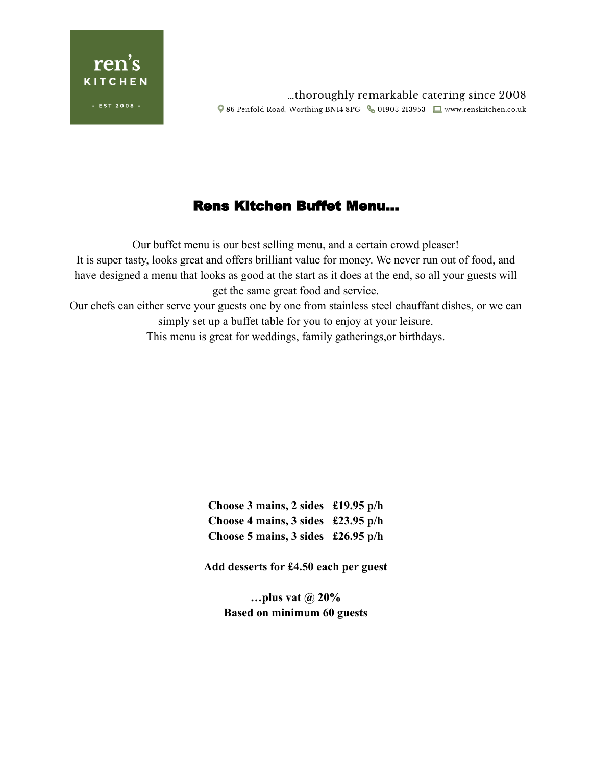ren's KITCHEN - EST 2008 -

…thoroughly remarkable catering since 2008

86 Penfold Road, Worthing BN14 8PG 01903 213953 www.renskitchen.co.uk

# Rens Kitchen Buffet Menu…

Our buffet menu is our best selling menu, and a certain crowd pleaser!
It is super tasty, looks great and offers brilliant value for money. We never run out of food, and have designed a menu that looks as good at the start as it does at the end, so all your guests will get the same great food and service.
Our chefs can either serve your guests one by one from stainless steel chauffant dishes, or we can simply set up a buffet table for you to enjoy at your leisure.
This menu is great for weddings, family gatherings,or birthdays.

**Choose 3 mains, 2 sides £19.95 p/h**
**Choose 4 mains, 3 sides £23.95 p/h**
**Choose 5 mains, 3 sides £26.95 p/h**

**Add desserts for £4.50 each per guest**

**…plus vat @ 20%**
**Based on minimum 60 guests**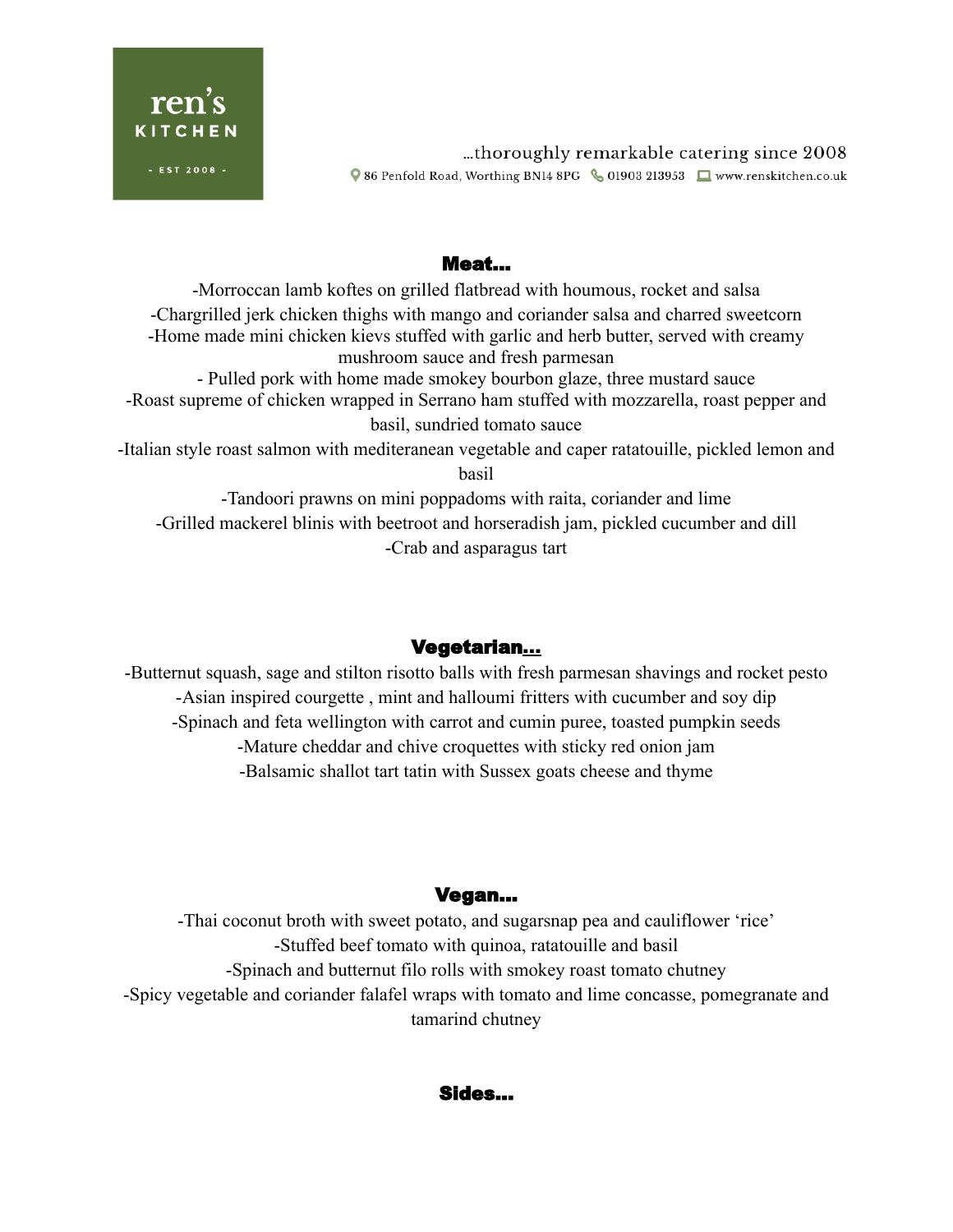ren's KITCHEN - EST 2008 -

…thoroughly remarkable catering since 2008

86 Penfold Road, Worthing BN14 8PG 01903 213953 www.renskitchen.co.uk

## Meat…

-Morroccan lamb koftes on grilled flatbread with houmous, rocket and salsa

-Chargrilled jerk chicken thighs with mango and coriander salsa and charred sweetcorn

-Home made mini chicken kievs stuffed with garlic and herb butter, served with creamy mushroom sauce and fresh parmesan

- Pulled pork with home made smokey bourbon glaze, three mustard sauce

-Roast supreme of chicken wrapped in Serrano ham stuffed with mozzarella, roast pepper and basil, sundried tomato sauce

-Italian style roast salmon with mediteranean vegetable and caper ratatouille, pickled lemon and basil

-Tandoori prawns on mini poppadoms with raita, coriander and lime

-Grilled mackerel blinis with beetroot and horseradish jam, pickled cucumber and dill

-Crab and asparagus tart

## Vegetarian…

-Butternut squash, sage and stilton risotto balls with fresh parmesan shavings and rocket pesto

-Asian inspired courgette , mint and halloumi fritters with cucumber and soy dip

-Spinach and feta wellington with carrot and cumin puree, toasted pumpkin seeds

-Mature cheddar and chive croquettes with sticky red onion jam

-Balsamic shallot tart tatin with Sussex goats cheese and thyme

## Vegan…

-Thai coconut broth with sweet potato, and sugarsnap pea and cauliflower 'rice'

-Stuffed beef tomato with quinoa, ratatouille and basil

-Spinach and butternut filo rolls with smokey roast tomato chutney

-Spicy vegetable and coriander falafel wraps with tomato and lime concasse, pomegranate and tamarind chutney

## Sides…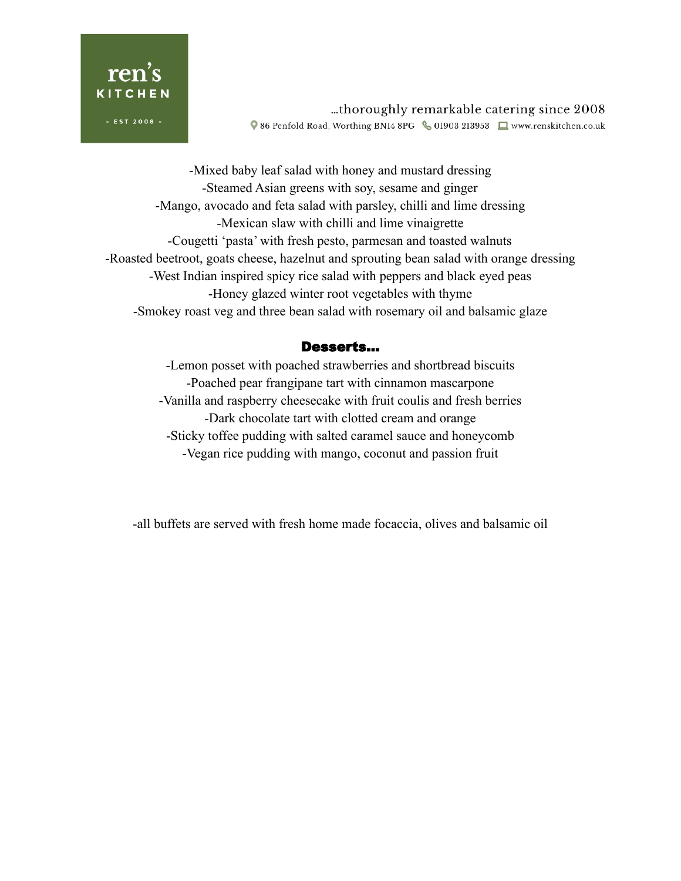-Mixed baby leaf salad with honey and mustard dressing
-Steamed Asian greens with soy, sesame and ginger
-Mango, avocado and feta salad with parsley, chilli and lime dressing
-Mexican slaw with chilli and lime vinaigrette
-Cougetti 'pasta' with fresh pesto, parmesan and toasted walnuts
-Roasted beetroot, goats cheese, hazelnut and sprouting bean salad with orange dressing
-West Indian inspired spicy rice salad with peppers and black eyed peas
-Honey glazed winter root vegetables with thyme
-Smokey roast veg and three bean salad with rosemary oil and balsamic glaze

## Desserts…

-Lemon posset with poached strawberries and shortbread biscuits
-Poached pear frangipane tart with cinnamon mascarpone
-Vanilla and raspberry cheesecake with fruit coulis and fresh berries
-Dark chocolate tart with clotted cream and orange
-Sticky toffee pudding with salted caramel sauce and honeycomb
-Vegan rice pudding with mango, coconut and passion fruit

-all buffets are served with fresh home made focaccia, olives and balsamic oil